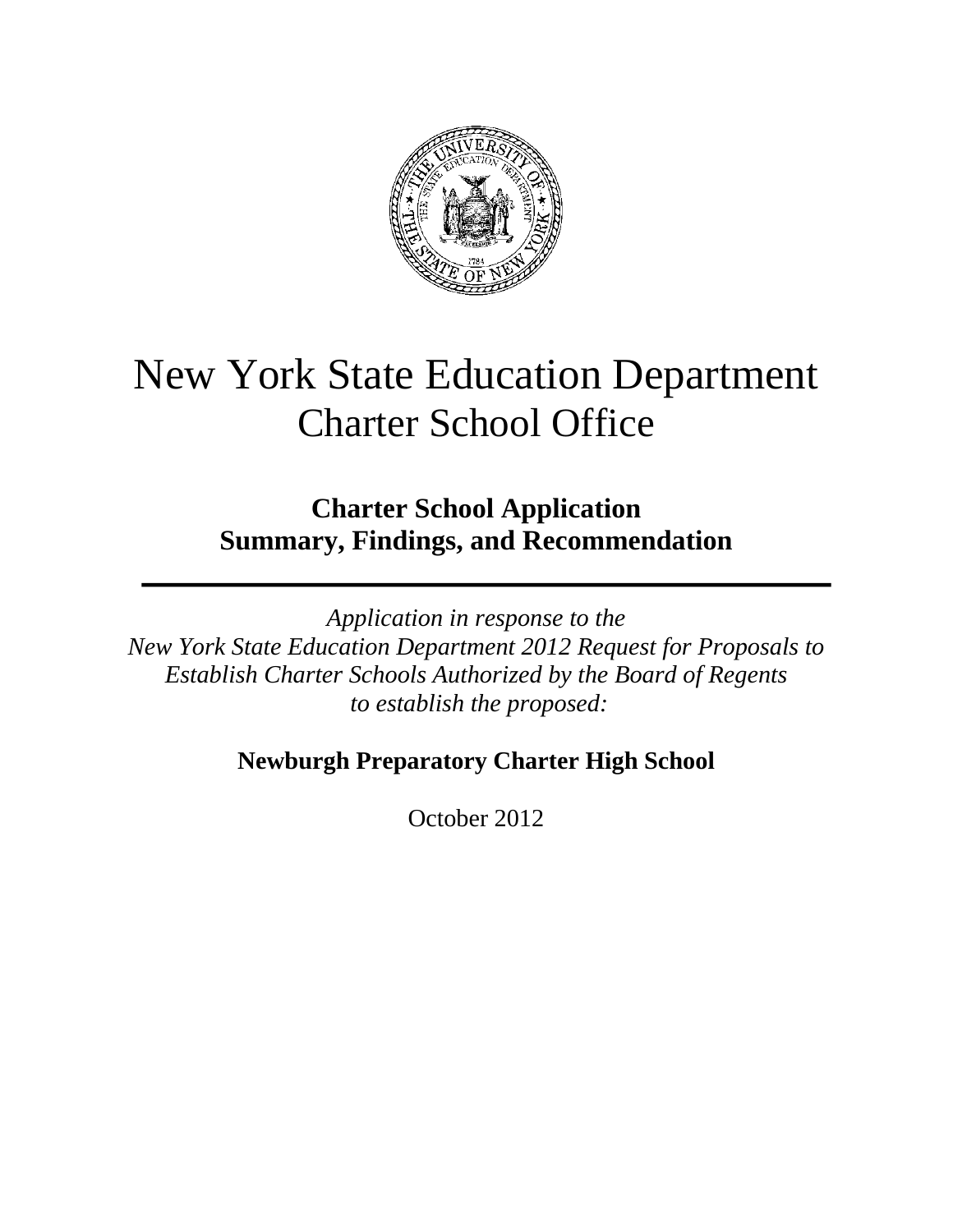# New York State Education Department
## Charter School Office

### Charter School Application
### Summary, Findings, and Recommendation

---

*Application in response to the*
*New York State Education Department 2012 Request for Proposals to*
*Establish Charter Schools Authorized by the Board of Regents*
*to establish the proposed:*

**Newburgh Preparatory Charter High School**

October 2012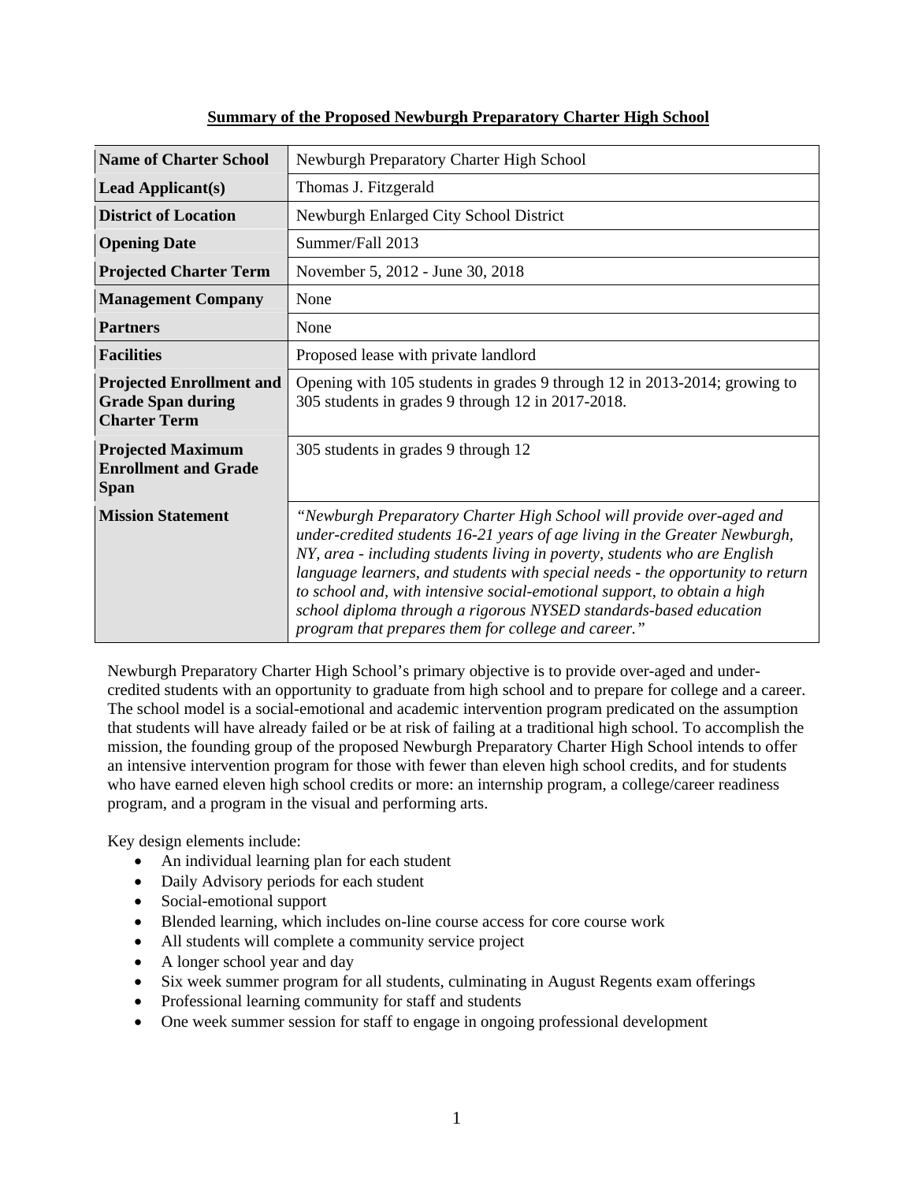**Summary of the Proposed Newburgh Preparatory Charter High School**

| **Name of Charter School** | Newburgh Preparatory Charter High School |
|---|---|
| **Lead Applicant(s)** | Thomas J. Fitzgerald |
| **District of Location** | Newburgh Enlarged City School District |
| **Opening Date** | Summer/Fall 2013 |
| **Projected Charter Term** | November 5, 2012 - June 30, 2018 |
| **Management Company** | None |
| **Partners** | None |
| **Facilities** | Proposed lease with private landlord |
| **Projected Enrollment and Grade Span during Charter Term** | Opening with 105 students in grades 9 through 12 in 2013-2014; growing to 305 students in grades 9 through 12 in 2017-2018. |
| **Projected Maximum Enrollment and Grade Span** | 305 students in grades 9 through 12 |
| **Mission Statement** | *"Newburgh Preparatory Charter High School will provide over-aged and under-credited students 16-21 years of age living in the Greater Newburgh, NY, area - including students living in poverty, students who are English language learners, and students with special needs - the opportunity to return to school and, with intensive social-emotional support, to obtain a high school diploma through a rigorous NYSED standards-based education program that prepares them for college and career."* |

Newburgh Preparatory Charter High School's primary objective is to provide over-aged and under-credited students with an opportunity to graduate from high school and to prepare for college and a career. The school model is a social-emotional and academic intervention program predicated on the assumption that students will have already failed or be at risk of failing at a traditional high school. To accomplish the mission, the founding group of the proposed Newburgh Preparatory Charter High School intends to offer an intensive intervention program for those with fewer than eleven high school credits, and for students who have earned eleven high school credits or more: an internship program, a college/career readiness program, and a program in the visual and performing arts.

Key design elements include:

- An individual learning plan for each student
- Daily Advisory periods for each student
- Social-emotional support
- Blended learning, which includes on-line course access for core course work
- All students will complete a community service project
- A longer school year and day
- Six week summer program for all students, culminating in August Regents exam offerings
- Professional learning community for staff and students
- One week summer session for staff to engage in ongoing professional development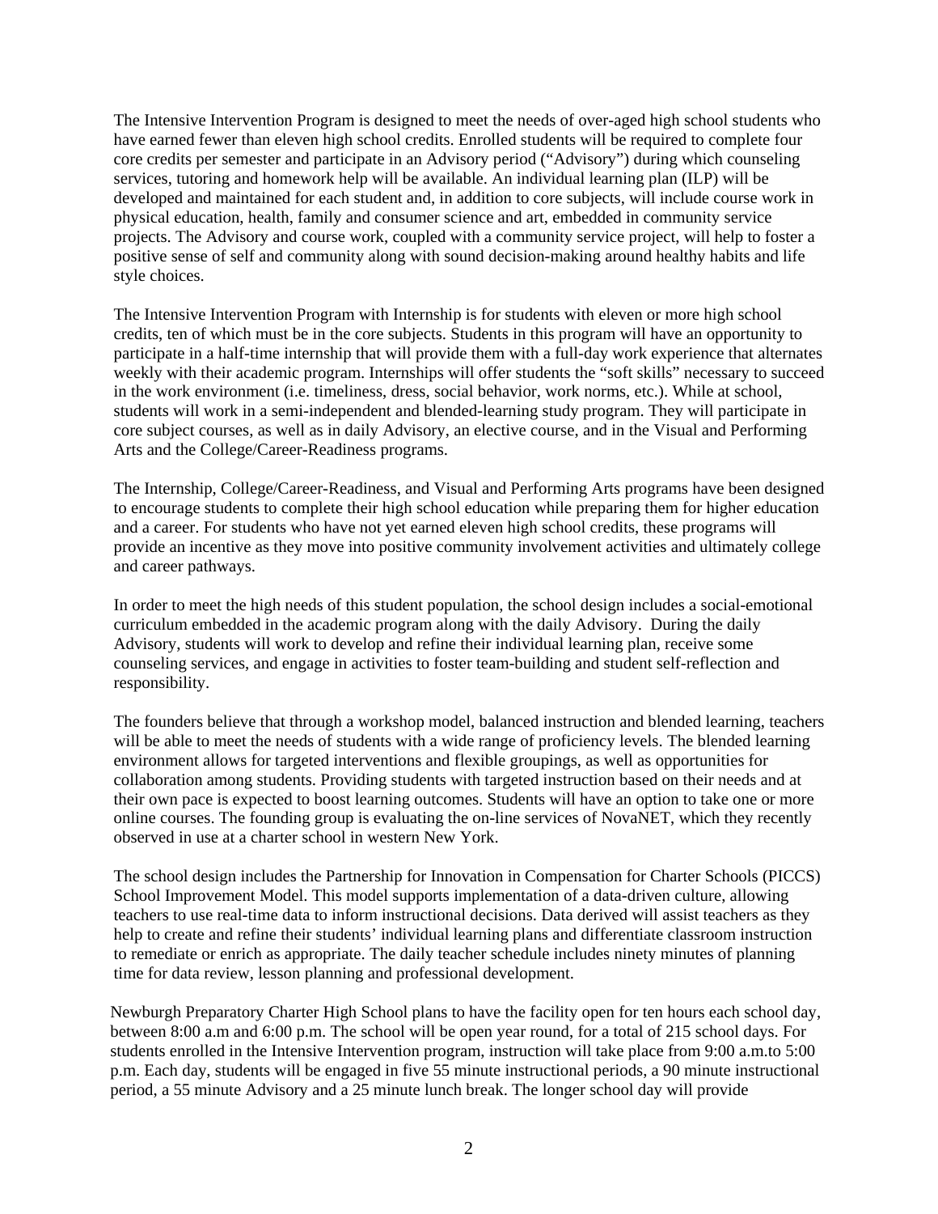The Intensive Intervention Program is designed to meet the needs of over-aged high school students who have earned fewer than eleven high school credits. Enrolled students will be required to complete four core credits per semester and participate in an Advisory period ("Advisory") during which counseling services, tutoring and homework help will be available. An individual learning plan (ILP) will be developed and maintained for each student and, in addition to core subjects, will include course work in physical education, health, family and consumer science and art, embedded in community service projects. The Advisory and course work, coupled with a community service project, will help to foster a positive sense of self and community along with sound decision-making around healthy habits and life style choices.

The Intensive Intervention Program with Internship is for students with eleven or more high school credits, ten of which must be in the core subjects. Students in this program will have an opportunity to participate in a half-time internship that will provide them with a full-day work experience that alternates weekly with their academic program. Internships will offer students the "soft skills" necessary to succeed in the work environment (i.e. timeliness, dress, social behavior, work norms, etc.). While at school, students will work in a semi-independent and blended-learning study program. They will participate in core subject courses, as well as in daily Advisory, an elective course, and in the Visual and Performing Arts and the College/Career-Readiness programs.

The Internship, College/Career-Readiness, and Visual and Performing Arts programs have been designed to encourage students to complete their high school education while preparing them for higher education and a career. For students who have not yet earned eleven high school credits, these programs will provide an incentive as they move into positive community involvement activities and ultimately college and career pathways.

In order to meet the high needs of this student population, the school design includes a social-emotional curriculum embedded in the academic program along with the daily Advisory. During the daily Advisory, students will work to develop and refine their individual learning plan, receive some counseling services, and engage in activities to foster team-building and student self-reflection and responsibility.

The founders believe that through a workshop model, balanced instruction and blended learning, teachers will be able to meet the needs of students with a wide range of proficiency levels. The blended learning environment allows for targeted interventions and flexible groupings, as well as opportunities for collaboration among students. Providing students with targeted instruction based on their needs and at their own pace is expected to boost learning outcomes. Students will have an option to take one or more online courses. The founding group is evaluating the on-line services of NovaNET, which they recently observed in use at a charter school in western New York.

The school design includes the Partnership for Innovation in Compensation for Charter Schools (PICCS) School Improvement Model. This model supports implementation of a data-driven culture, allowing teachers to use real-time data to inform instructional decisions. Data derived will assist teachers as they help to create and refine their students' individual learning plans and differentiate classroom instruction to remediate or enrich as appropriate. The daily teacher schedule includes ninety minutes of planning time for data review, lesson planning and professional development.

Newburgh Preparatory Charter High School plans to have the facility open for ten hours each school day, between 8:00 a.m and 6:00 p.m. The school will be open year round, for a total of 215 school days. For students enrolled in the Intensive Intervention program, instruction will take place from 9:00 a.m.to 5:00 p.m. Each day, students will be engaged in five 55 minute instructional periods, a 90 minute instructional period, a 55 minute Advisory and a 25 minute lunch break. The longer school day will provide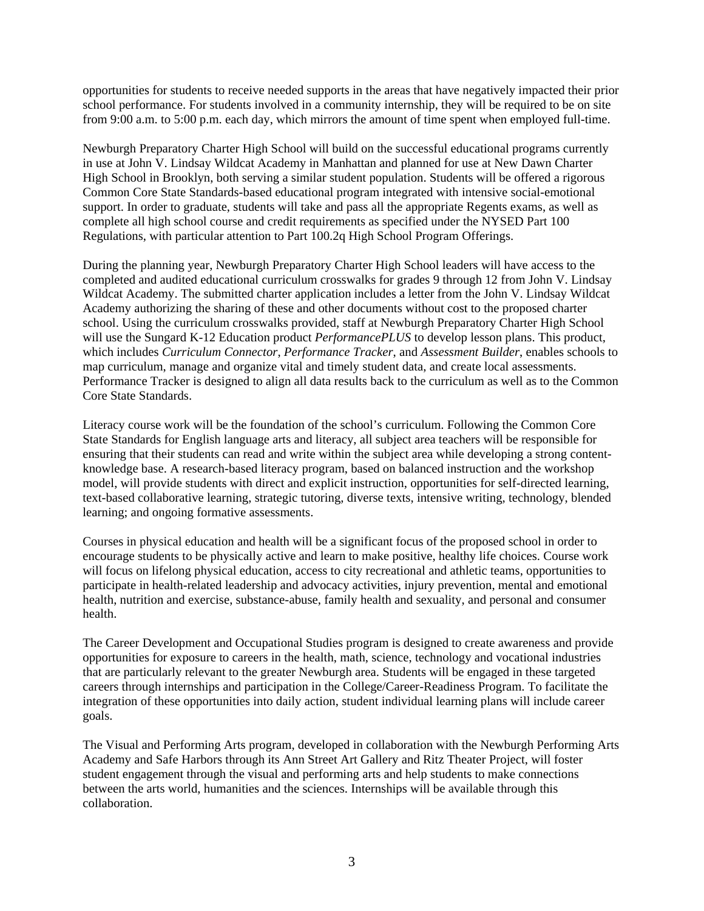opportunities for students to receive needed supports in the areas that have negatively impacted their prior school performance. For students involved in a community internship, they will be required to be on site from 9:00 a.m. to 5:00 p.m. each day, which mirrors the amount of time spent when employed full-time.

Newburgh Preparatory Charter High School will build on the successful educational programs currently in use at John V. Lindsay Wildcat Academy in Manhattan and planned for use at New Dawn Charter High School in Brooklyn, both serving a similar student population. Students will be offered a rigorous Common Core State Standards-based educational program integrated with intensive social-emotional support. In order to graduate, students will take and pass all the appropriate Regents exams, as well as complete all high school course and credit requirements as specified under the NYSED Part 100 Regulations, with particular attention to Part 100.2q High School Program Offerings.

During the planning year, Newburgh Preparatory Charter High School leaders will have access to the completed and audited educational curriculum crosswalks for grades 9 through 12 from John V. Lindsay Wildcat Academy. The submitted charter application includes a letter from the John V. Lindsay Wildcat Academy authorizing the sharing of these and other documents without cost to the proposed charter school. Using the curriculum crosswalks provided, staff at Newburgh Preparatory Charter High School will use the Sungard K-12 Education product *PerformancePLUS* to develop lesson plans. This product, which includes *Curriculum Connector*, *Performance Tracker*, and *Assessment Builder*, enables schools to map curriculum, manage and organize vital and timely student data, and create local assessments. Performance Tracker is designed to align all data results back to the curriculum as well as to the Common Core State Standards.

Literacy course work will be the foundation of the school's curriculum. Following the Common Core State Standards for English language arts and literacy, all subject area teachers will be responsible for ensuring that their students can read and write within the subject area while developing a strong content-knowledge base. A research-based literacy program, based on balanced instruction and the workshop model, will provide students with direct and explicit instruction, opportunities for self-directed learning, text-based collaborative learning, strategic tutoring, diverse texts, intensive writing, technology, blended learning; and ongoing formative assessments.

Courses in physical education and health will be a significant focus of the proposed school in order to encourage students to be physically active and learn to make positive, healthy life choices. Course work will focus on lifelong physical education, access to city recreational and athletic teams, opportunities to participate in health-related leadership and advocacy activities, injury prevention, mental and emotional health, nutrition and exercise, substance-abuse, family health and sexuality, and personal and consumer health.

The Career Development and Occupational Studies program is designed to create awareness and provide opportunities for exposure to careers in the health, math, science, technology and vocational industries that are particularly relevant to the greater Newburgh area. Students will be engaged in these targeted careers through internships and participation in the College/Career-Readiness Program. To facilitate the integration of these opportunities into daily action, student individual learning plans will include career goals.

The Visual and Performing Arts program, developed in collaboration with the Newburgh Performing Arts Academy and Safe Harbors through its Ann Street Art Gallery and Ritz Theater Project, will foster student engagement through the visual and performing arts and help students to make connections between the arts world, humanities and the sciences. Internships will be available through this collaboration.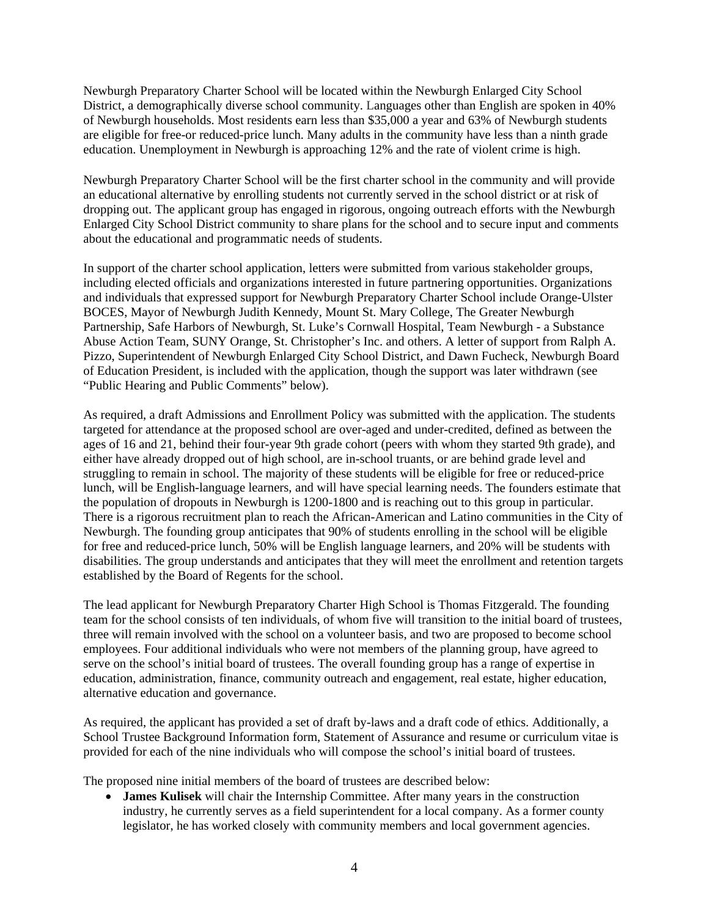Newburgh Preparatory Charter School will be located within the Newburgh Enlarged City School District, a demographically diverse school community. Languages other than English are spoken in 40% of Newburgh households. Most residents earn less than $35,000 a year and 63% of Newburgh students are eligible for free-or reduced-price lunch. Many adults in the community have less than a ninth grade education. Unemployment in Newburgh is approaching 12% and the rate of violent crime is high.

Newburgh Preparatory Charter School will be the first charter school in the community and will provide an educational alternative by enrolling students not currently served in the school district or at risk of dropping out. The applicant group has engaged in rigorous, ongoing outreach efforts with the Newburgh Enlarged City School District community to share plans for the school and to secure input and comments about the educational and programmatic needs of students.

In support of the charter school application, letters were submitted from various stakeholder groups, including elected officials and organizations interested in future partnering opportunities. Organizations and individuals that expressed support for Newburgh Preparatory Charter School include Orange-Ulster BOCES, Mayor of Newburgh Judith Kennedy, Mount St. Mary College, The Greater Newburgh Partnership, Safe Harbors of Newburgh, St. Luke's Cornwall Hospital, Team Newburgh - a Substance Abuse Action Team, SUNY Orange, St. Christopher's Inc. and others. A letter of support from Ralph A. Pizzo, Superintendent of Newburgh Enlarged City School District, and Dawn Fucheck, Newburgh Board of Education President, is included with the application, though the support was later withdrawn (see "Public Hearing and Public Comments" below).

As required, a draft Admissions and Enrollment Policy was submitted with the application. The students targeted for attendance at the proposed school are over-aged and under-credited, defined as between the ages of 16 and 21, behind their four-year 9th grade cohort (peers with whom they started 9th grade), and either have already dropped out of high school, are in-school truants, or are behind grade level and struggling to remain in school. The majority of these students will be eligible for free or reduced-price lunch, will be English-language learners, and will have special learning needs. The founders estimate that the population of dropouts in Newburgh is 1200-1800 and is reaching out to this group in particular. There is a rigorous recruitment plan to reach the African-American and Latino communities in the City of Newburgh. The founding group anticipates that 90% of students enrolling in the school will be eligible for free and reduced-price lunch, 50% will be English language learners, and 20% will be students with disabilities. The group understands and anticipates that they will meet the enrollment and retention targets established by the Board of Regents for the school.

The lead applicant for Newburgh Preparatory Charter High School is Thomas Fitzgerald. The founding team for the school consists of ten individuals, of whom five will transition to the initial board of trustees, three will remain involved with the school on a volunteer basis, and two are proposed to become school employees. Four additional individuals who were not members of the planning group, have agreed to serve on the school's initial board of trustees. The overall founding group has a range of expertise in education, administration, finance, community outreach and engagement, real estate, higher education, alternative education and governance.

As required, the applicant has provided a set of draft by-laws and a draft code of ethics. Additionally, a School Trustee Background Information form, Statement of Assurance and resume or curriculum vitae is provided for each of the nine individuals who will compose the school's initial board of trustees.

The proposed nine initial members of the board of trustees are described below:

- **James Kulisek** will chair the Internship Committee. After many years in the construction industry, he currently serves as a field superintendent for a local company. As a former county legislator, he has worked closely with community members and local government agencies.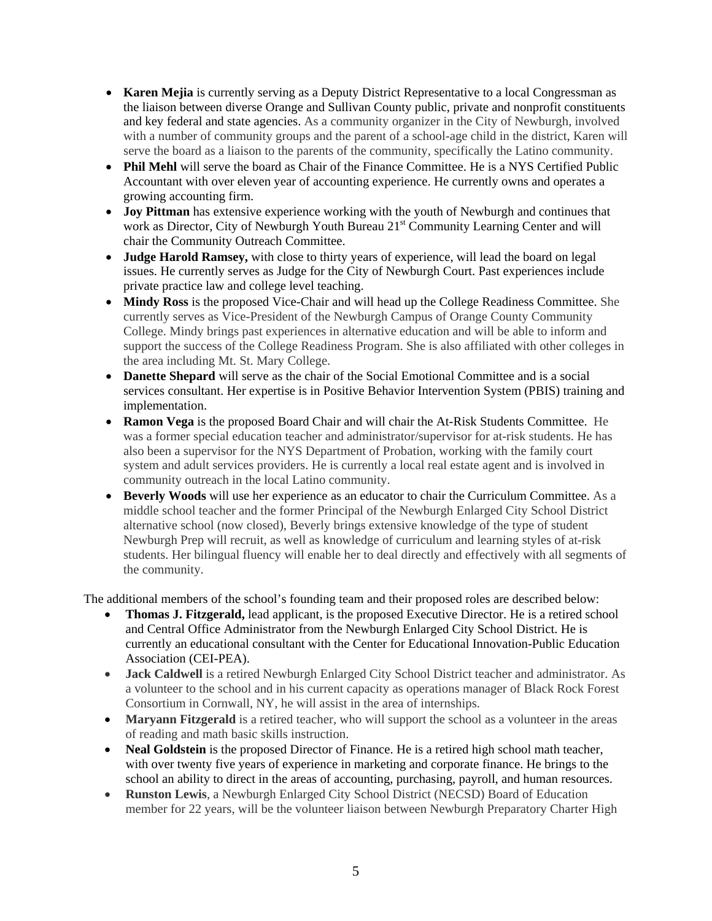- **Karen Mejia** is currently serving as a Deputy District Representative to a local Congressman as the liaison between diverse Orange and Sullivan County public, private and nonprofit constituents and key federal and state agencies. As a community organizer in the City of Newburgh, involved with a number of community groups and the parent of a school-age child in the district, Karen will serve the board as a liaison to the parents of the community, specifically the Latino community.
- **Phil Mehl** will serve the board as Chair of the Finance Committee. He is a NYS Certified Public Accountant with over eleven year of accounting experience. He currently owns and operates a growing accounting firm.
- **Joy Pittman** has extensive experience working with the youth of Newburgh and continues that work as Director, City of Newburgh Youth Bureau 21st Community Learning Center and will chair the Community Outreach Committee.
- **Judge Harold Ramsey,** with close to thirty years of experience, will lead the board on legal issues. He currently serves as Judge for the City of Newburgh Court. Past experiences include private practice law and college level teaching.
- **Mindy Ross** is the proposed Vice-Chair and will head up the College Readiness Committee. She currently serves as Vice-President of the Newburgh Campus of Orange County Community College. Mindy brings past experiences in alternative education and will be able to inform and support the success of the College Readiness Program. She is also affiliated with other colleges in the area including Mt. St. Mary College.
- **Danette Shepard** will serve as the chair of the Social Emotional Committee and is a social services consultant. Her expertise is in Positive Behavior Intervention System (PBIS) training and implementation.
- **Ramon Vega** is the proposed Board Chair and will chair the At-Risk Students Committee. He was a former special education teacher and administrator/supervisor for at-risk students. He has also been a supervisor for the NYS Department of Probation, working with the family court system and adult services providers. He is currently a local real estate agent and is involved in community outreach in the local Latino community.
- **Beverly Woods** will use her experience as an educator to chair the Curriculum Committee. As a middle school teacher and the former Principal of the Newburgh Enlarged City School District alternative school (now closed), Beverly brings extensive knowledge of the type of student Newburgh Prep will recruit, as well as knowledge of curriculum and learning styles of at-risk students. Her bilingual fluency will enable her to deal directly and effectively with all segments of the community.

The additional members of the school's founding team and their proposed roles are described below:

- **Thomas J. Fitzgerald,** lead applicant, is the proposed Executive Director. He is a retired school and Central Office Administrator from the Newburgh Enlarged City School District. He is currently an educational consultant with the Center for Educational Innovation-Public Education Association (CEI-PEA).
- **Jack Caldwell** is a retired Newburgh Enlarged City School District teacher and administrator. As a volunteer to the school and in his current capacity as operations manager of Black Rock Forest Consortium in Cornwall, NY, he will assist in the area of internships.
- **Maryann Fitzgerald** is a retired teacher, who will support the school as a volunteer in the areas of reading and math basic skills instruction.
- **Neal Goldstein** is the proposed Director of Finance. He is a retired high school math teacher, with over twenty five years of experience in marketing and corporate finance. He brings to the school an ability to direct in the areas of accounting, purchasing, payroll, and human resources.
- **Runston Lewis**, a Newburgh Enlarged City School District (NECSD) Board of Education member for 22 years, will be the volunteer liaison between Newburgh Preparatory Charter High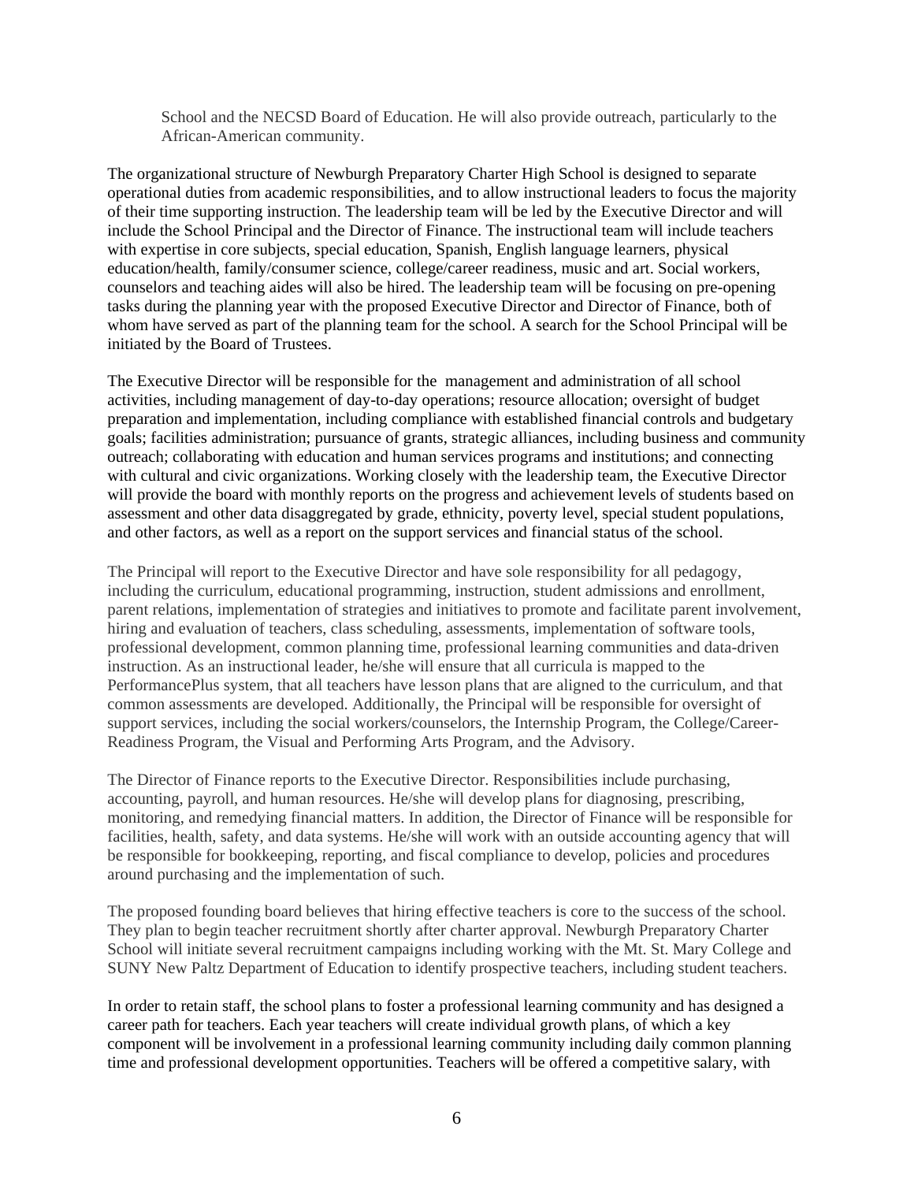School and the NECSD Board of Education. He will also provide outreach, particularly to the African-American community.

The organizational structure of Newburgh Preparatory Charter High School is designed to separate operational duties from academic responsibilities, and to allow instructional leaders to focus the majority of their time supporting instruction. The leadership team will be led by the Executive Director and will include the School Principal and the Director of Finance. The instructional team will include teachers with expertise in core subjects, special education, Spanish, English language learners, physical education/health, family/consumer science, college/career readiness, music and art. Social workers, counselors and teaching aides will also be hired. The leadership team will be focusing on pre-opening tasks during the planning year with the proposed Executive Director and Director of Finance, both of whom have served as part of the planning team for the school. A search for the School Principal will be initiated by the Board of Trustees.

The Executive Director will be responsible for the management and administration of all school activities, including management of day-to-day operations; resource allocation; oversight of budget preparation and implementation, including compliance with established financial controls and budgetary goals; facilities administration; pursuance of grants, strategic alliances, including business and community outreach; collaborating with education and human services programs and institutions; and connecting with cultural and civic organizations. Working closely with the leadership team, the Executive Director will provide the board with monthly reports on the progress and achievement levels of students based on assessment and other data disaggregated by grade, ethnicity, poverty level, special student populations, and other factors, as well as a report on the support services and financial status of the school.

The Principal will report to the Executive Director and have sole responsibility for all pedagogy, including the curriculum, educational programming, instruction, student admissions and enrollment, parent relations, implementation of strategies and initiatives to promote and facilitate parent involvement, hiring and evaluation of teachers, class scheduling, assessments, implementation of software tools, professional development, common planning time, professional learning communities and data-driven instruction. As an instructional leader, he/she will ensure that all curricula is mapped to the PerformancePlus system, that all teachers have lesson plans that are aligned to the curriculum, and that common assessments are developed. Additionally, the Principal will be responsible for oversight of support services, including the social workers/counselors, the Internship Program, the College/Career-Readiness Program, the Visual and Performing Arts Program, and the Advisory.

The Director of Finance reports to the Executive Director. Responsibilities include purchasing, accounting, payroll, and human resources. He/she will develop plans for diagnosing, prescribing, monitoring, and remedying financial matters. In addition, the Director of Finance will be responsible for facilities, health, safety, and data systems. He/she will work with an outside accounting agency that will be responsible for bookkeeping, reporting, and fiscal compliance to develop, policies and procedures around purchasing and the implementation of such.

The proposed founding board believes that hiring effective teachers is core to the success of the school. They plan to begin teacher recruitment shortly after charter approval. Newburgh Preparatory Charter School will initiate several recruitment campaigns including working with the Mt. St. Mary College and SUNY New Paltz Department of Education to identify prospective teachers, including student teachers.

In order to retain staff, the school plans to foster a professional learning community and has designed a career path for teachers. Each year teachers will create individual growth plans, of which a key component will be involvement in a professional learning community including daily common planning time and professional development opportunities. Teachers will be offered a competitive salary, with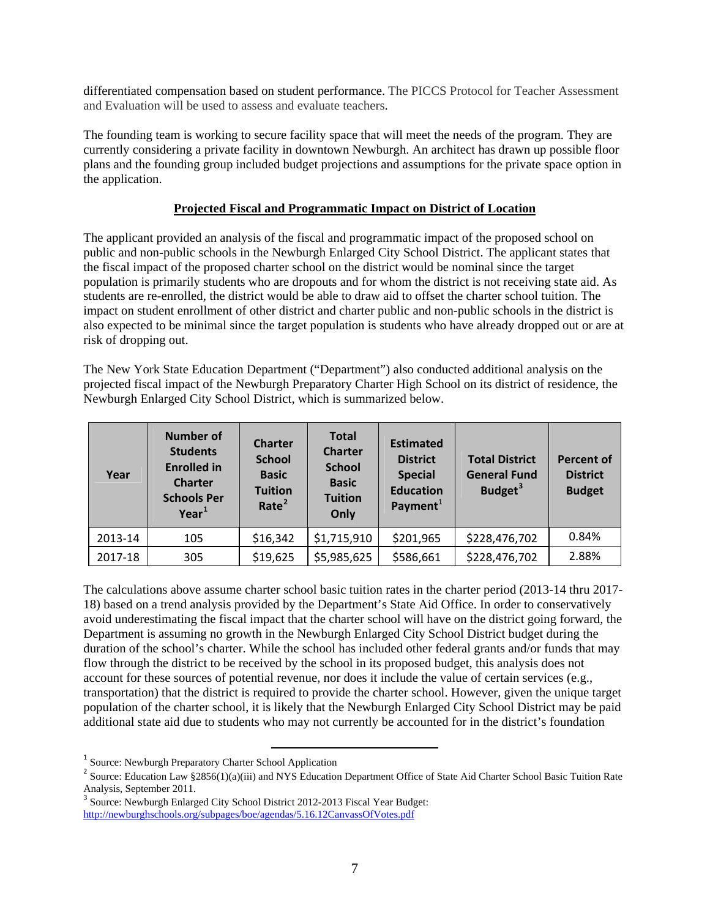differentiated compensation based on student performance. The PICCS Protocol for Teacher Assessment and Evaluation will be used to assess and evaluate teachers.

The founding team is working to secure facility space that will meet the needs of the program. They are currently considering a private facility in downtown Newburgh. An architect has drawn up possible floor plans and the founding group included budget projections and assumptions for the private space option in the application.

## Projected Fiscal and Programmatic Impact on District of Location

The applicant provided an analysis of the fiscal and programmatic impact of the proposed school on public and non-public schools in the Newburgh Enlarged City School District. The applicant states that the fiscal impact of the proposed charter school on the district would be nominal since the target population is primarily students who are dropouts and for whom the district is not receiving state aid. As students are re-enrolled, the district would be able to draw aid to offset the charter school tuition. The impact on student enrollment of other district and charter public and non-public schools in the district is also expected to be minimal since the target population is students who have already dropped out or are at risk of dropping out.

The New York State Education Department ("Department") also conducted additional analysis on the projected fiscal impact of the Newburgh Preparatory Charter High School on its district of residence, the Newburgh Enlarged City School District, which is summarized below.

| Year | Number of Students Enrolled in Charter Schools Per Year[1] | Charter School Basic Tuition Rate[2] | Total Charter School Basic Tuition Only | Estimated District Special Education Payment[1] | Total District General Fund Budget[3] | Percent of District Budget |
|---|---|---|---|---|---|---|
| 2013-14 | 105 | $16,342 | $1,715,910 | $201,965 | $228,476,702 | 0.84% |
| 2017-18 | 305 | $19,625 | $5,985,625 | $586,661 | $228,476,702 | 2.88% |

The calculations above assume charter school basic tuition rates in the charter period (2013-14 thru 2017-18) based on a trend analysis provided by the Department's State Aid Office. In order to conservatively avoid underestimating the fiscal impact that the charter school will have on the district going forward, the Department is assuming no growth in the Newburgh Enlarged City School District budget during the duration of the school's charter. While the school has included other federal grants and/or funds that may flow through the district to be received by the school in its proposed budget, this analysis does not account for these sources of potential revenue, nor does it include the value of certain services (e.g., transportation) that the district is required to provide the charter school. However, given the unique target population of the charter school, it is likely that the Newburgh Enlarged City School District may be paid additional state aid due to students who may not currently be accounted for in the district's foundation

---

[1] Source: Newburgh Preparatory Charter School Application

[2] Source: Education Law §2856(1)(a)(iii) and NYS Education Department Office of State Aid Charter School Basic Tuition Rate Analysis, September 2011.

[3] Source: Newburgh Enlarged City School District 2012-2013 Fiscal Year Budget: http://newburghschools.org/subpages/boe/agendas/5.16.12CanvassOfVotes.pdf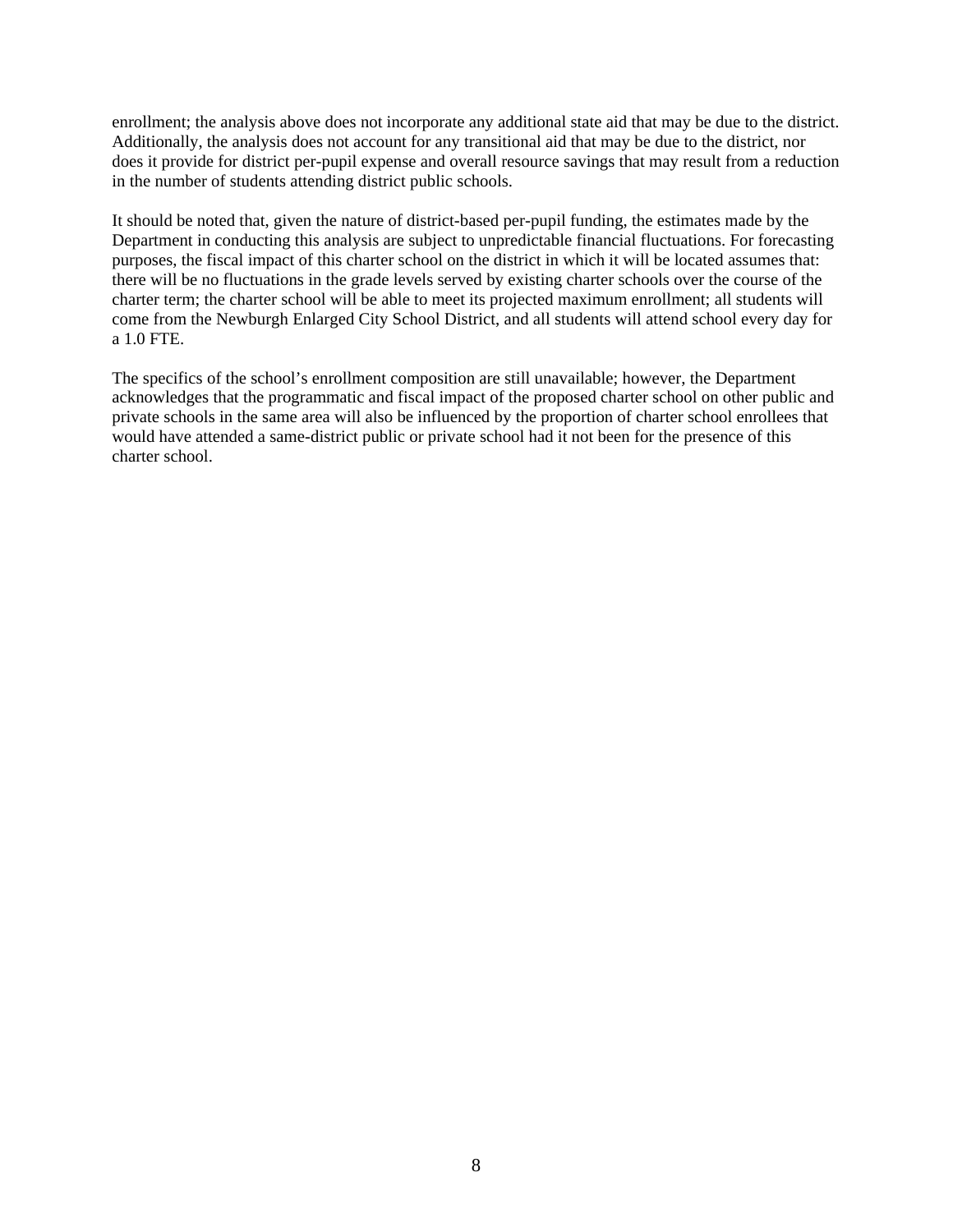enrollment; the analysis above does not incorporate any additional state aid that may be due to the district. Additionally, the analysis does not account for any transitional aid that may be due to the district, nor does it provide for district per-pupil expense and overall resource savings that may result from a reduction in the number of students attending district public schools.

It should be noted that, given the nature of district-based per-pupil funding, the estimates made by the Department in conducting this analysis are subject to unpredictable financial fluctuations. For forecasting purposes, the fiscal impact of this charter school on the district in which it will be located assumes that: there will be no fluctuations in the grade levels served by existing charter schools over the course of the charter term; the charter school will be able to meet its projected maximum enrollment; all students will come from the Newburgh Enlarged City School District, and all students will attend school every day for a 1.0 FTE.

The specifics of the school's enrollment composition are still unavailable; however, the Department acknowledges that the programmatic and fiscal impact of the proposed charter school on other public and private schools in the same area will also be influenced by the proportion of charter school enrollees that would have attended a same-district public or private school had it not been for the presence of this charter school.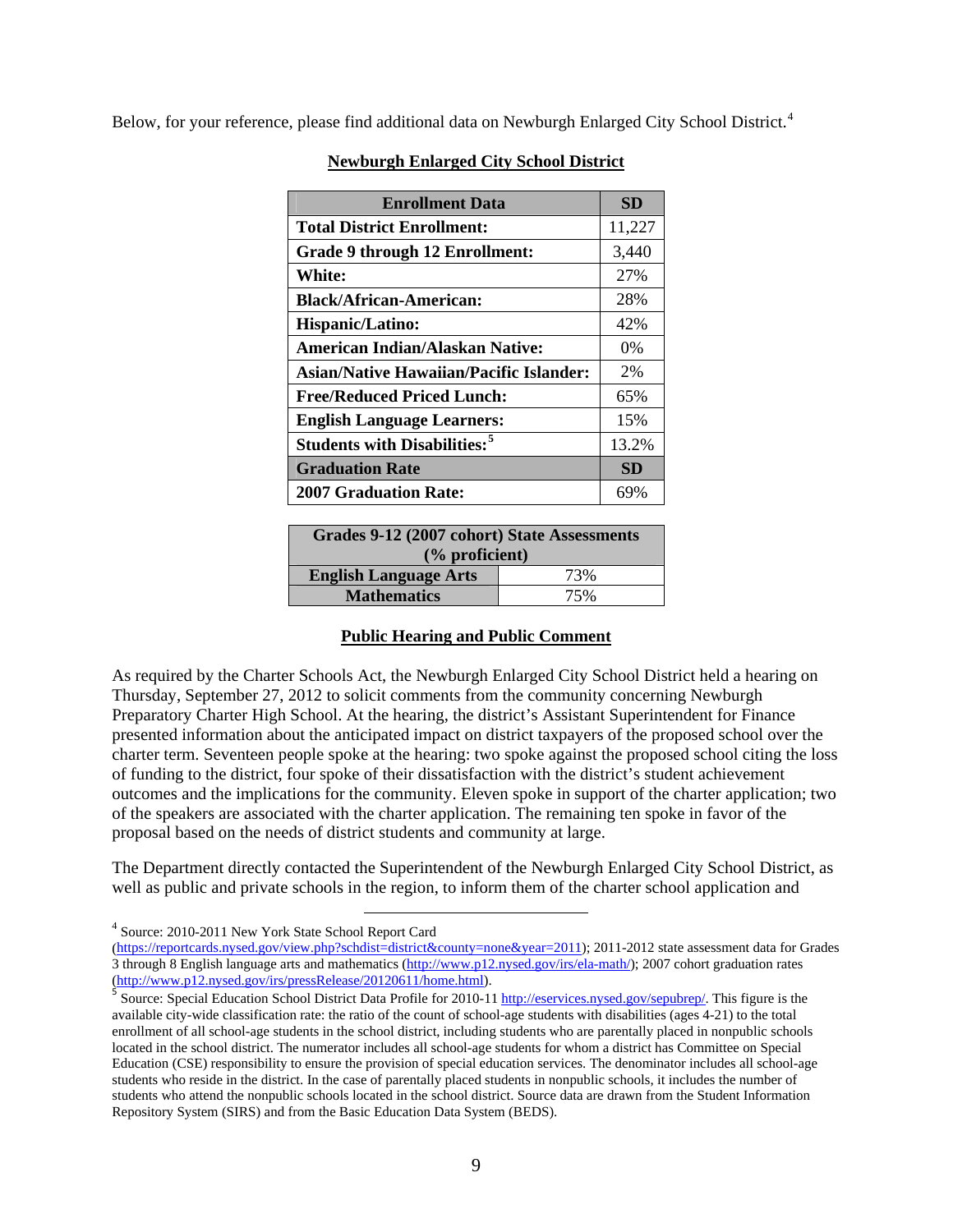Below, for your reference, please find additional data on Newburgh Enlarged City School District.[4]

**Newburgh Enlarged City School District**

| Enrollment Data | SD |
|---|---|
| **Total District Enrollment:** | 11,227 |
| **Grade 9 through 12 Enrollment:** | 3,440 |
| **White:** | 27% |
| **Black/African-American:** | 28% |
| **Hispanic/Latino:** | 42% |
| **American Indian/Alaskan Native:** | 0% |
| **Asian/Native Hawaiian/Pacific Islander:** | 2% |
| **Free/Reduced Priced Lunch:** | 65% |
| **English Language Learners:** | 15% |
| **Students with Disabilities:**[5] | 13.2% |
| **Graduation Rate** | **SD** |
| **2007 Graduation Rate:** | 69% |

| Grades 9-12 (2007 cohort) State Assessments (% proficient) | |
|---|---|
| **English Language Arts** | 73% |
| **Mathematics** | 75% |

**Public Hearing and Public Comment**

As required by the Charter Schools Act, the Newburgh Enlarged City School District held a hearing on Thursday, September 27, 2012 to solicit comments from the community concerning Newburgh Preparatory Charter High School. At the hearing, the district's Assistant Superintendent for Finance presented information about the anticipated impact on district taxpayers of the proposed school over the charter term. Seventeen people spoke at the hearing: two spoke against the proposed school citing the loss of funding to the district, four spoke of their dissatisfaction with the district's student achievement outcomes and the implications for the community. Eleven spoke in support of the charter application; two of the speakers are associated with the charter application. The remaining ten spoke in favor of the proposal based on the needs of district students and community at large.

The Department directly contacted the Superintendent of the Newburgh Enlarged City School District, as well as public and private schools in the region, to inform them of the charter school application and

---

[4] Source: 2010-2011 New York State School Report Card (https://reportcards.nysed.gov/view.php?schdist=district&county=none&year=2011); 2011-2012 state assessment data for Grades 3 through 8 English language arts and mathematics (http://www.p12.nysed.gov/irs/ela-math/); 2007 cohort graduation rates (http://www.p12.nysed.gov/irs/pressRelease/20120611/home.html).

[5] Source: Special Education School District Data Profile for 2010-11 http://eservices.nysed.gov/sepubrep/. This figure is the available city-wide classification rate: the ratio of the count of school-age students with disabilities (ages 4-21) to the total enrollment of all school-age students in the school district, including students who are parentally placed in nonpublic schools located in the school district. The numerator includes all school-age students for whom a district has Committee on Special Education (CSE) responsibility to ensure the provision of special education services. The denominator includes all school-age students who reside in the district. In the case of parentally placed students in nonpublic schools, it includes the number of students who attend the nonpublic schools located in the school district. Source data are drawn from the Student Information Repository System (SIRS) and from the Basic Education Data System (BEDS).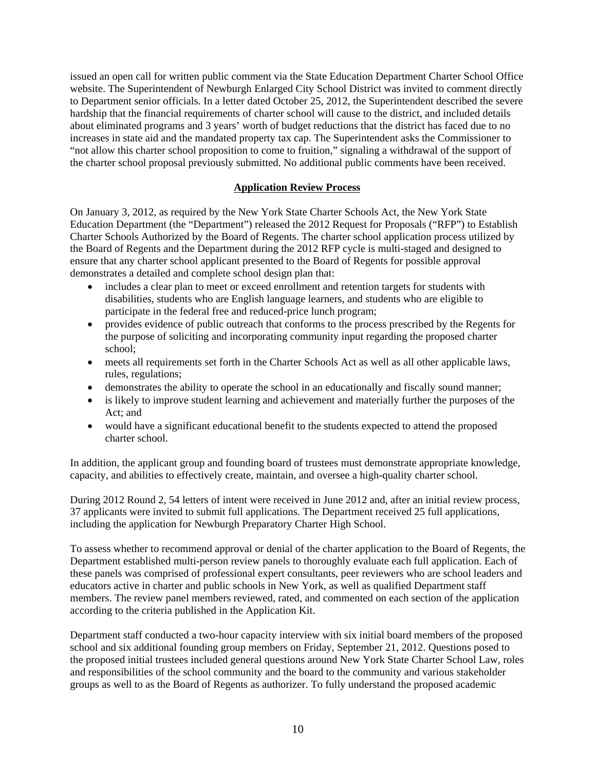issued an open call for written public comment via the State Education Department Charter School Office website. The Superintendent of Newburgh Enlarged City School District was invited to comment directly to Department senior officials. In a letter dated October 25, 2012, the Superintendent described the severe hardship that the financial requirements of charter school will cause to the district, and included details about eliminated programs and 3 years' worth of budget reductions that the district has faced due to no increases in state aid and the mandated property tax cap. The Superintendent asks the Commissioner to "not allow this charter school proposition to come to fruition," signaling a withdrawal of the support of the charter school proposal previously submitted. No additional public comments have been received.

## Application Review Process

On January 3, 2012, as required by the New York State Charter Schools Act, the New York State Education Department (the "Department") released the 2012 Request for Proposals ("RFP") to Establish Charter Schools Authorized by the Board of Regents. The charter school application process utilized by the Board of Regents and the Department during the 2012 RFP cycle is multi-staged and designed to ensure that any charter school applicant presented to the Board of Regents for possible approval demonstrates a detailed and complete school design plan that:

- includes a clear plan to meet or exceed enrollment and retention targets for students with disabilities, students who are English language learners, and students who are eligible to participate in the federal free and reduced-price lunch program;
- provides evidence of public outreach that conforms to the process prescribed by the Regents for the purpose of soliciting and incorporating community input regarding the proposed charter school;
- meets all requirements set forth in the Charter Schools Act as well as all other applicable laws, rules, regulations;
- demonstrates the ability to operate the school in an educationally and fiscally sound manner;
- is likely to improve student learning and achievement and materially further the purposes of the Act; and
- would have a significant educational benefit to the students expected to attend the proposed charter school.

In addition, the applicant group and founding board of trustees must demonstrate appropriate knowledge, capacity, and abilities to effectively create, maintain, and oversee a high-quality charter school.

During 2012 Round 2, 54 letters of intent were received in June 2012 and, after an initial review process, 37 applicants were invited to submit full applications. The Department received 25 full applications, including the application for Newburgh Preparatory Charter High School.

To assess whether to recommend approval or denial of the charter application to the Board of Regents, the Department established multi-person review panels to thoroughly evaluate each full application. Each of these panels was comprised of professional expert consultants, peer reviewers who are school leaders and educators active in charter and public schools in New York, as well as qualified Department staff members. The review panel members reviewed, rated, and commented on each section of the application according to the criteria published in the Application Kit.

Department staff conducted a two-hour capacity interview with six initial board members of the proposed school and six additional founding group members on Friday, September 21, 2012. Questions posed to the proposed initial trustees included general questions around New York State Charter School Law, roles and responsibilities of the school community and the board to the community and various stakeholder groups as well to as the Board of Regents as authorizer. To fully understand the proposed academic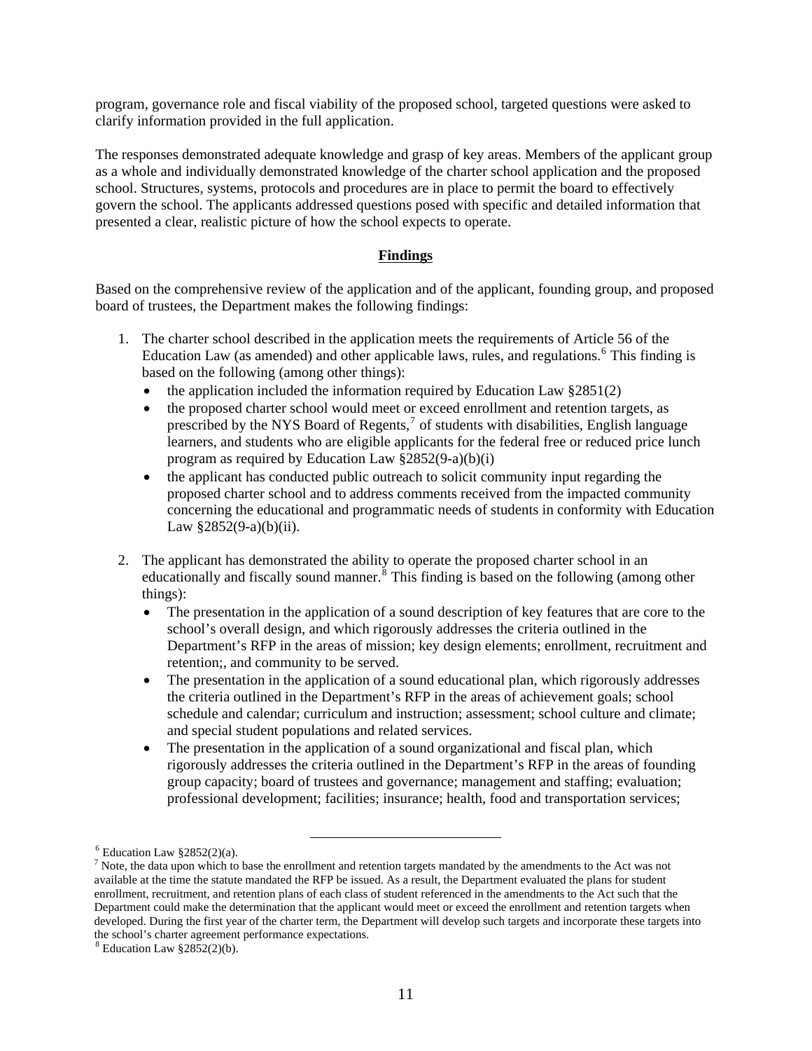program, governance role and fiscal viability of the proposed school, targeted questions were asked to clarify information provided in the full application.

The responses demonstrated adequate knowledge and grasp of key areas. Members of the applicant group as a whole and individually demonstrated knowledge of the charter school application and the proposed school. Structures, systems, protocols and procedures are in place to permit the board to effectively govern the school. The applicants addressed questions posed with specific and detailed information that presented a clear, realistic picture of how the school expects to operate.

## Findings

Based on the comprehensive review of the application and of the applicant, founding group, and proposed board of trustees, the Department makes the following findings:

1. The charter school described in the application meets the requirements of Article 56 of the Education Law (as amended) and other applicable laws, rules, and regulations.[6] This finding is based on the following (among other things):
   - the application included the information required by Education Law §2851(2)
   - the proposed charter school would meet or exceed enrollment and retention targets, as prescribed by the NYS Board of Regents,[7] of students with disabilities, English language learners, and students who are eligible applicants for the federal free or reduced price lunch program as required by Education Law §2852(9-a)(b)(i)
   - the applicant has conducted public outreach to solicit community input regarding the proposed charter school and to address comments received from the impacted community concerning the educational and programmatic needs of students in conformity with Education Law §2852(9-a)(b)(ii).

2. The applicant has demonstrated the ability to operate the proposed charter school in an educationally and fiscally sound manner.[8] This finding is based on the following (among other things):
   - The presentation in the application of a sound description of key features that are core to the school's overall design, and which rigorously addresses the criteria outlined in the Department's RFP in the areas of mission; key design elements; enrollment, recruitment and retention;, and community to be served.
   - The presentation in the application of a sound educational plan, which rigorously addresses the criteria outlined in the Department's RFP in the areas of achievement goals; school schedule and calendar; curriculum and instruction; assessment; school culture and climate; and special student populations and related services.
   - The presentation in the application of a sound organizational and fiscal plan, which rigorously addresses the criteria outlined in the Department's RFP in the areas of founding group capacity; board of trustees and governance; management and staffing; evaluation; professional development; facilities; insurance; health, food and transportation services;

---

[6] Education Law §2852(2)(a).

[7] Note, the data upon which to base the enrollment and retention targets mandated by the amendments to the Act was not available at the time the statute mandated the RFP be issued. As a result, the Department evaluated the plans for student enrollment, recruitment, and retention plans of each class of student referenced in the amendments to the Act such that the Department could make the determination that the applicant would meet or exceed the enrollment and retention targets when developed. During the first year of the charter term, the Department will develop such targets and incorporate these targets into the school's charter agreement performance expectations.

[8] Education Law §2852(2)(b).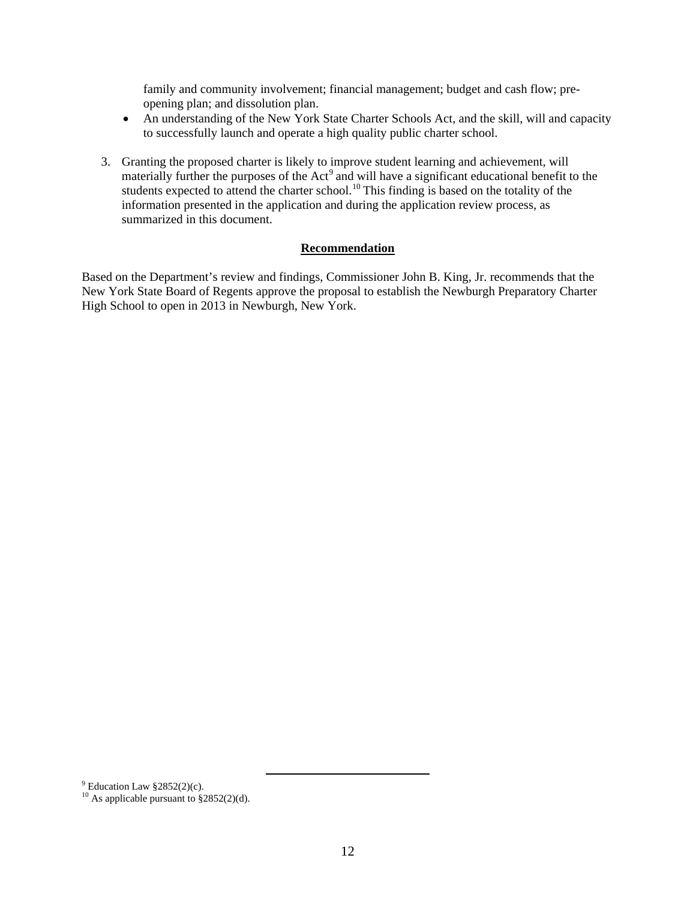family and community involvement; financial management; budget and cash flow; pre-opening plan; and dissolution plan.
- An understanding of the New York State Charter Schools Act, and the skill, will and capacity to successfully launch and operate a high quality public charter school.

3. Granting the proposed charter is likely to improve student learning and achievement, will materially further the purposes of the Act[9] and will have a significant educational benefit to the students expected to attend the charter school.[10] This finding is based on the totality of the information presented in the application and during the application review process, as summarized in this document.

## Recommendation

Based on the Department's review and findings, Commissioner John B. King, Jr. recommends that the New York State Board of Regents approve the proposal to establish the Newburgh Preparatory Charter High School to open in 2013 in Newburgh, New York.

---

[9] Education Law §2852(2)(c).

[10] As applicable pursuant to §2852(2)(d).